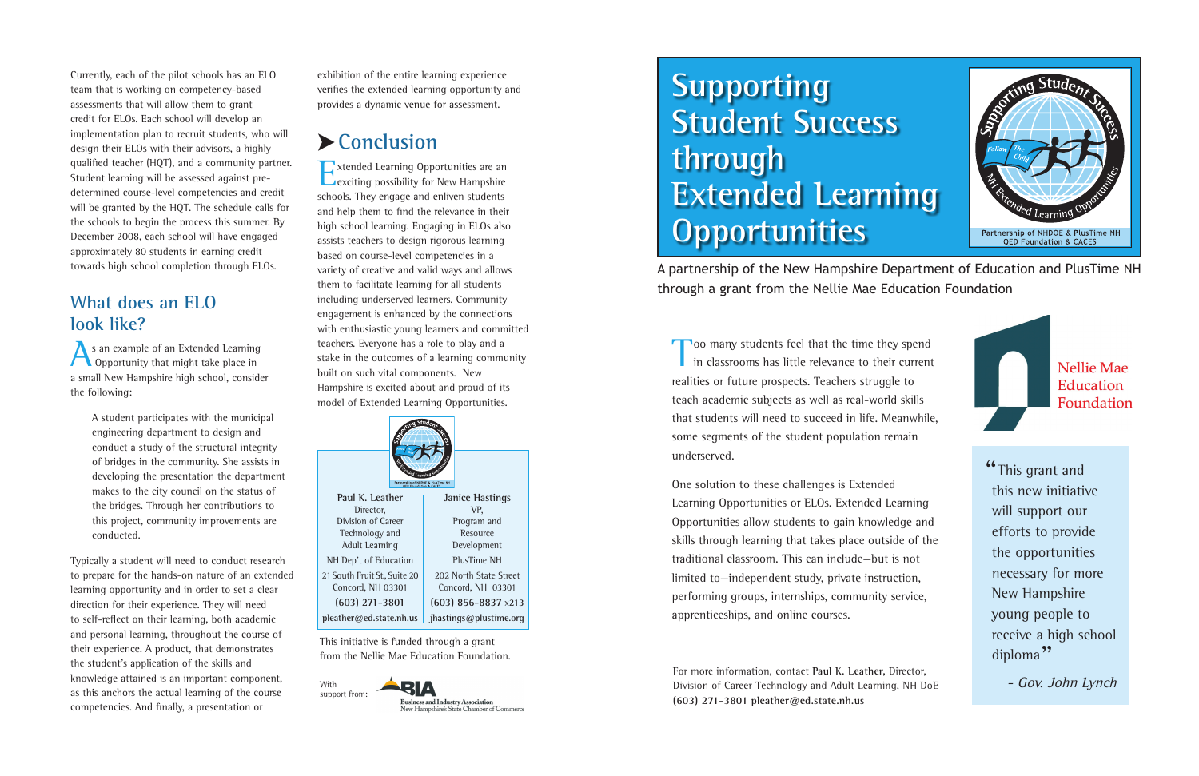Currently, each of the pilot schools has an ELO team that is working on competency-based assessments that will allow them to grant credit for ELOs. Each school will develop an implementation plan to recruit students, who will design their ELOs with their advisors, a highly qualified teacher (HQT), and a community partner. Student learning will be assessed against pre-determined course-level competencies and credit will be granted by the HQT. The schedule calls for the schools to begin the process this summer. By December 2008, each school will have engaged approximately 80 students in earning credit towards high school completion through ELOs.

## What does an ELO look like?

As an example of an Extended Learning Opportunity that might take place in a small New Hampshire high school, consider the following:

> A student participates with the municipal engineering department to design and conduct a study of the structural integrity of bridges in the community. She assists in developing the presentation the department makes to the city council on the status of the bridges. Through her contributions to this project, community improvements are conducted.

Typically a student will need to conduct research to prepare for the hands-on nature of an extended learning opportunity and in order to set a clear direction for their experience. They will need to self-reflect on their learning, both academic and personal learning, throughout the course of their experience. A product, that demonstrates the student's application of the skills and knowledge attained is an important component, as this anchors the actual learning of the course competencies. And finally, a presentation or exhibition of the entire learning experience verifies the extended learning opportunity and provides a dynamic venue for assessment.

## Conclusion

Extended Learning Opportunities are an exciting possibility for New Hampshire schools. They engage and enliven students and help them to find the relevance in their high school learning. Engaging in ELOs also assists teachers to design rigorous learning based on course-level competencies in a variety of creative and valid ways and allows them to facilitate learning for all students including underserved learners. Community engagement is enhanced by the connections with enthusiastic young learners and committed teachers. Everyone has a role to play and a stake in the outcomes of a learning community built on such vital components. New Hampshire is excited about and proud of its model of Extended Learning Opportunities.

| Paul K. Leather | Janice Hastings |
|---|---|
| Director, Division of Career Technology and Adult Learning | VP, Program and Resource Development |
| NH Dep't of Education | PlusTime NH |
| 21 South Fruit St., Suite 20 Concord, NH 03301 | 202 North State Street Concord, NH 03301 |
| (603) 271-3801 | (603) 856-8837 x213 |
| pleather@ed.state.nh.us | jhastings@plustime.org |

This initiative is funded through a grant from the Nellie Mae Education Foundation.

With support from: BIA Business and Industry Association New Hampshire's State Chamber of Commerce

# Supporting Student Success through Extended Learning Opportunities

Partnership of NHDOE & PlusTime NH QED Foundation & CACES

A partnership of the New Hampshire Department of Education and PlusTime NH through a grant from the Nellie Mae Education Foundation

Too many students feel that the time they spend in classrooms has little relevance to their current realities or future prospects. Teachers struggle to teach academic subjects as well as real-world skills that students will need to succeed in life. Meanwhile, some segments of the student population remain underserved.

One solution to these challenges is Extended Learning Opportunities or ELOs. Extended Learning Opportunities allow students to gain knowledge and skills through learning that takes place outside of the traditional classroom. This can include—but is not limited to—independent study, private instruction, performing groups, internships, community service, apprenticeships, and online courses.

For more information, contact **Paul K. Leather**, Director, Division of Career Technology and Adult Learning, NH DoE **(603) 271-3801 pleather@ed.state.nh.us**

Nellie Mae Education Foundation

> "This grant and this new initiative will support our efforts to provide the opportunities necessary for more New Hampshire young people to receive a high school diploma"
>
> *- Gov. John Lynch*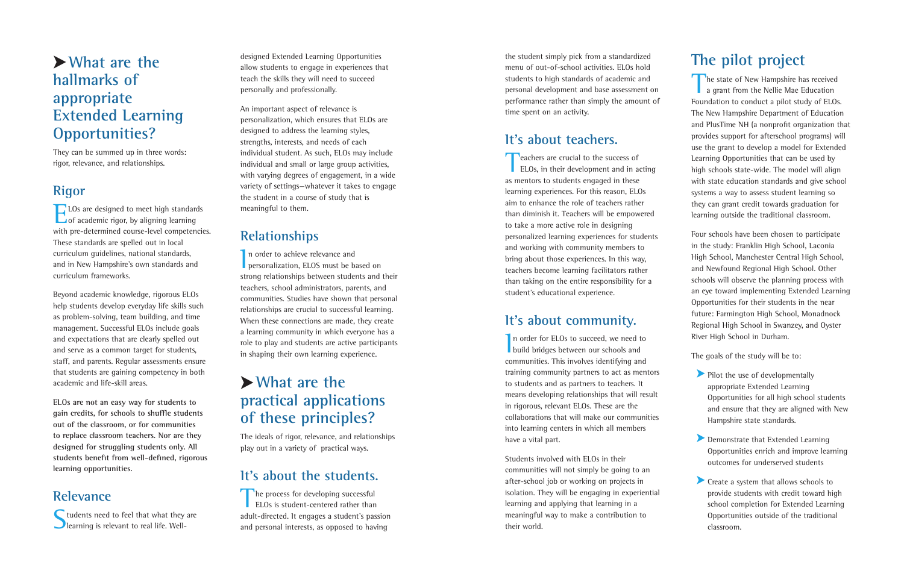## ➤ What are the hallmarks of appropriate Extended Learning Opportunities?

They can be summed up in three words: rigor, relevance, and relationships.

### Rigor

ELOs are designed to meet high standards of academic rigor, by aligning learning with pre-determined course-level competencies. These standards are spelled out in local curriculum guidelines, national standards, and in New Hampshire's own standards and curriculum frameworks.

Beyond academic knowledge, rigorous ELOs help students develop everyday life skills such as problem-solving, team building, and time management. Successful ELOs include goals and expectations that are clearly spelled out and serve as a common target for students, staff, and parents. Regular assessments ensure that students are gaining competency in both academic and life-skill areas.

**ELOs are not an easy way for students to gain credits, for schools to shuffle students out of the classroom, or for communities to replace classroom teachers. Nor are they designed for struggling students only. All students benefit from well-defined, rigorous learning opportunities.**

### Relevance

Students need to feel that what they are learning is relevant to real life. Well-designed Extended Learning Opportunities allow students to engage in experiences that teach the skills they will need to succeed personally and professionally.

An important aspect of relevance is personalization, which ensures that ELOs are designed to address the learning styles, strengths, interests, and needs of each individual student. As such, ELOs may include individual and small or large group activities, with varying degrees of engagement, in a wide variety of settings—whatever it takes to engage the student in a course of study that is meaningful to them.

### Relationships

In order to achieve relevance and personalization, ELOS must be based on strong relationships between students and their teachers, school administrators, parents, and communities. Studies have shown that personal relationships are crucial to successful learning. When these connections are made, they create a learning community in which everyone has a role to play and students are active participants in shaping their own learning experience.

## ➤ What are the practical applications of these principles?

The ideals of rigor, relevance, and relationships play out in a variety of practical ways.

### It's about the students.

The process for developing successful ELOs is student-centered rather than adult-directed. It engages a student's passion and personal interests, as opposed to having the student simply pick from a standardized menu of out-of-school activities. ELOs hold students to high standards of academic and personal development and base assessment on performance rather than simply the amount of time spent on an activity.

### It's about teachers.

Teachers are crucial to the success of ELOs, in their development and in acting as mentors to students engaged in these learning experiences. For this reason, ELOs aim to enhance the role of teachers rather than diminish it. Teachers will be empowered to take a more active role in designing personalized learning experiences for students and working with community members to bring about those experiences. In this way, teachers become learning facilitators rather than taking on the entire responsibility for a student's educational experience.

### It's about community.

In order for ELOs to succeed, we need to build bridges between our schools and communities. This involves identifying and training community partners to act as mentors to students and as partners to teachers. It means developing relationships that will result in rigorous, relevant ELOs. These are the collaborations that will make our communities into learning centers in which all members have a vital part.

Students involved with ELOs in their communities will not simply be going to an after-school job or working on projects in isolation. They will be engaging in experiential learning and applying that learning in a meaningful way to make a contribution to their world.

## The pilot project

The state of New Hampshire has received a grant from the Nellie Mae Education Foundation to conduct a pilot study of ELOs. The New Hampshire Department of Education and PlusTime NH (a nonprofit organization that provides support for afterschool programs) will use the grant to develop a model for Extended Learning Opportunities that can be used by high schools state-wide. The model will align with state education standards and give school systems a way to assess student learning so they can grant credit towards graduation for learning outside the traditional classroom.

Four schools have been chosen to participate in the study: Franklin High School, Laconia High School, Manchester Central High School, and Newfound Regional High School. Other schools will observe the planning process with an eye toward implementing Extended Learning Opportunities for their students in the near future: Farmington High School, Monadnock Regional High School in Swanzey, and Oyster River High School in Durham.

The goals of the study will be to:

- Pilot the use of developmentally appropriate Extended Learning Opportunities for all high school students and ensure that they are aligned with New Hampshire state standards.
- Demonstrate that Extended Learning Opportunities enrich and improve learning outcomes for underserved students
- Create a system that allows schools to provide students with credit toward high school completion for Extended Learning Opportunities outside of the traditional classroom.